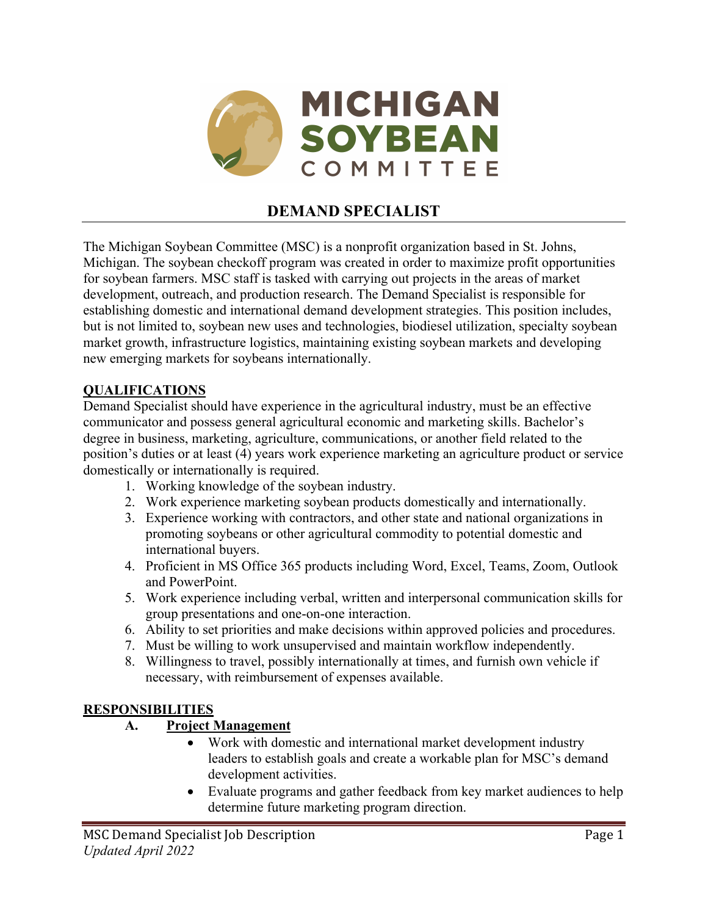# MICHIGAN SOYBEAN COMMITTEE

## DEMAND SPECIALIST

The Michigan Soybean Committee (MSC) is a nonprofit organization based in St. Johns, Michigan. The soybean checkoff program was created in order to maximize profit opportunities for soybean farmers. MSC staff is tasked with carrying out projects in the areas of market development, outreach, and production research. The Demand Specialist is responsible for establishing domestic and international demand development strategies. This position includes, but is not limited to, soybean new uses and technologies, biodiesel utilization, specialty soybean market growth, infrastructure logistics, maintaining existing soybean markets and developing new emerging markets for soybeans internationally.

### QUALIFICATIONS

Demand Specialist should have experience in the agricultural industry, must be an effective communicator and possess general agricultural economic and marketing skills. Bachelor's degree in business, marketing, agriculture, communications, or another field related to the position's duties or at least (4) years work experience marketing an agriculture product or service domestically or internationally is required.

1. Working knowledge of the soybean industry.
2. Work experience marketing soybean products domestically and internationally.
3. Experience working with contractors, and other state and national organizations in promoting soybeans or other agricultural commodity to potential domestic and international buyers.
4. Proficient in MS Office 365 products including Word, Excel, Teams, Zoom, Outlook and PowerPoint.
5. Work experience including verbal, written and interpersonal communication skills for group presentations and one-on-one interaction.
6. Ability to set priorities and make decisions within approved policies and procedures.
7. Must be willing to work unsupervised and maintain workflow independently.
8. Willingness to travel, possibly internationally at times, and furnish own vehicle if necessary, with reimbursement of expenses available.

### RESPONSIBILITIES

#### A. Project Management

- Work with domestic and international market development industry leaders to establish goals and create a workable plan for MSC's demand development activities.
- Evaluate programs and gather feedback from key market audiences to help determine future marketing program direction.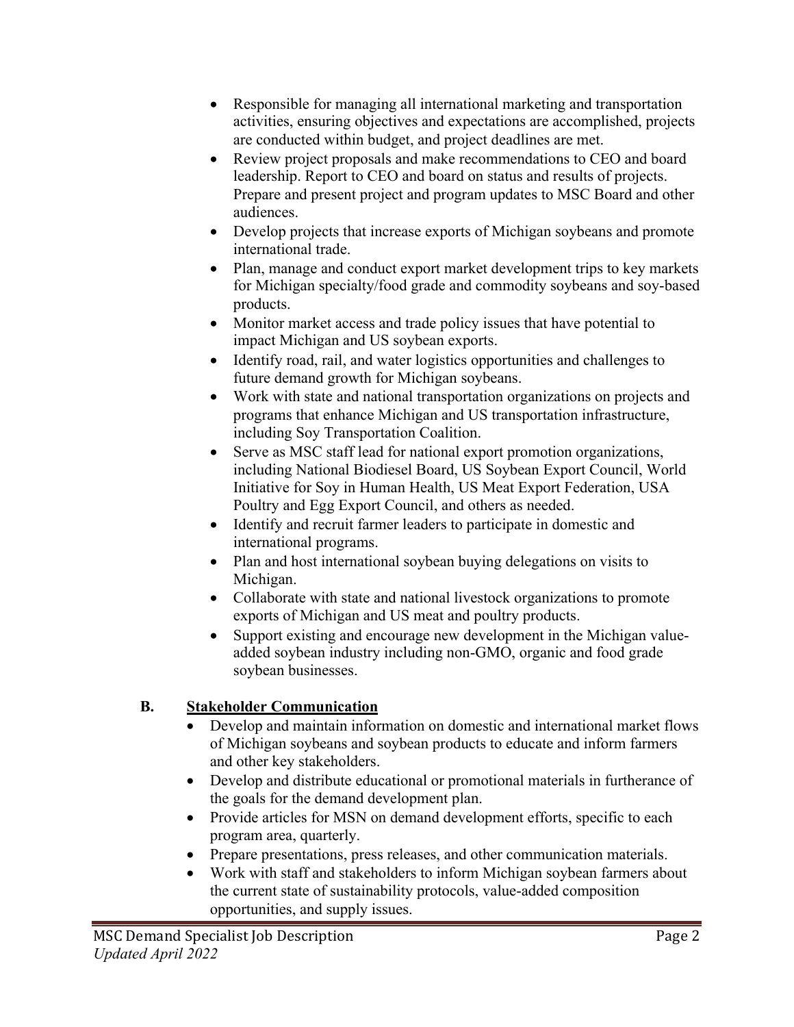- Responsible for managing all international marketing and transportation activities, ensuring objectives and expectations are accomplished, projects are conducted within budget, and project deadlines are met.
- Review project proposals and make recommendations to CEO and board leadership. Report to CEO and board on status and results of projects. Prepare and present project and program updates to MSC Board and other audiences.
- Develop projects that increase exports of Michigan soybeans and promote international trade.
- Plan, manage and conduct export market development trips to key markets for Michigan specialty/food grade and commodity soybeans and soy-based products.
- Monitor market access and trade policy issues that have potential to impact Michigan and US soybean exports.
- Identify road, rail, and water logistics opportunities and challenges to future demand growth for Michigan soybeans.
- Work with state and national transportation organizations on projects and programs that enhance Michigan and US transportation infrastructure, including Soy Transportation Coalition.
- Serve as MSC staff lead for national export promotion organizations, including National Biodiesel Board, US Soybean Export Council, World Initiative for Soy in Human Health, US Meat Export Federation, USA Poultry and Egg Export Council, and others as needed.
- Identify and recruit farmer leaders to participate in domestic and international programs.
- Plan and host international soybean buying delegations on visits to Michigan.
- Collaborate with state and national livestock organizations to promote exports of Michigan and US meat and poultry products.
- Support existing and encourage new development in the Michigan value-added soybean industry including non-GMO, organic and food grade soybean businesses.

## B. Stakeholder Communication

- Develop and maintain information on domestic and international market flows of Michigan soybeans and soybean products to educate and inform farmers and other key stakeholders.
- Develop and distribute educational or promotional materials in furtherance of the goals for the demand development plan.
- Provide articles for MSN on demand development efforts, specific to each program area, quarterly.
- Prepare presentations, press releases, and other communication materials.
- Work with staff and stakeholders to inform Michigan soybean farmers about the current state of sustainability protocols, value-added composition opportunities, and supply issues.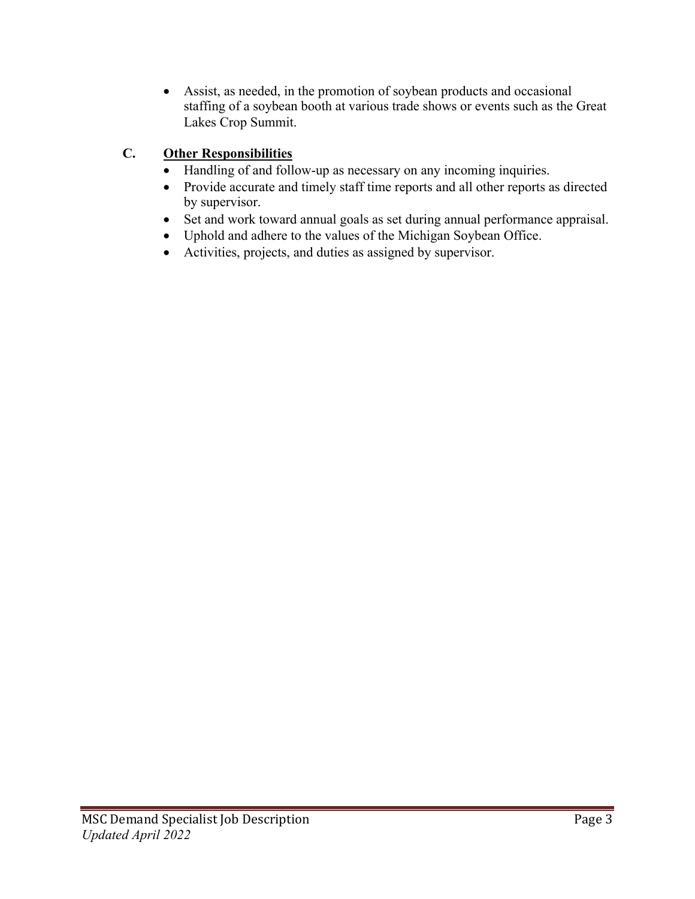- Assist, as needed, in the promotion of soybean products and occasional staffing of a soybean booth at various trade shows or events such as the Great Lakes Crop Summit.

### C. Other Responsibilities

- Handling of and follow-up as necessary on any incoming inquiries.
- Provide accurate and timely staff time reports and all other reports as directed by supervisor.
- Set and work toward annual goals as set during annual performance appraisal.
- Uphold and adhere to the values of the Michigan Soybean Office.
- Activities, projects, and duties as assigned by supervisor.